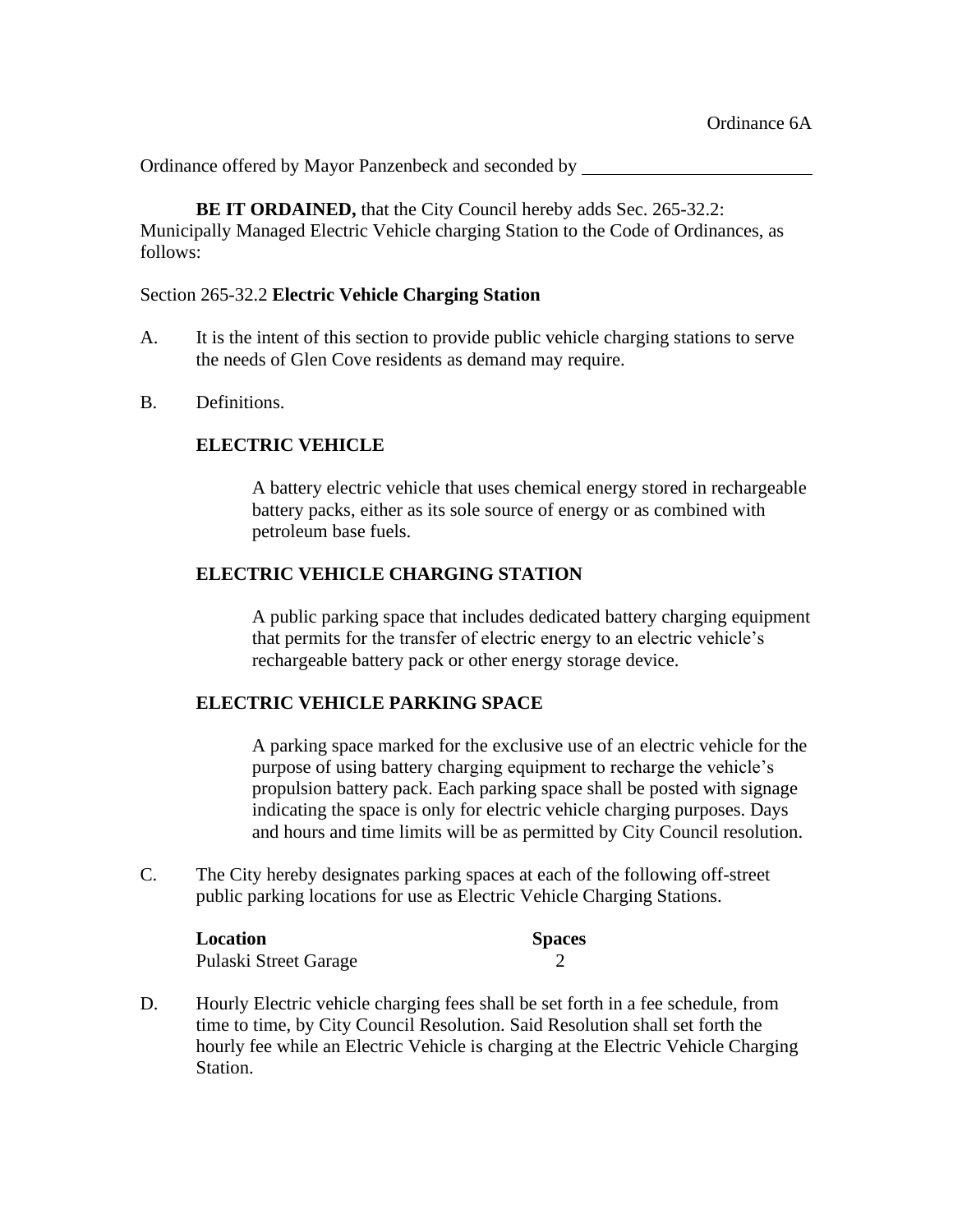Ordinance 6A

Ordinance offered by Mayor Panzenbeck and seconded by \_\_\_\_\_\_\_\_\_\_\_\_\_\_\_\_\_\_\_\_\_\_\_\_\_

**BE IT ORDAINED,** that the City Council hereby adds Sec. 265-32.2: Municipally Managed Electric Vehicle charging Station to the Code of Ordinances, as follows:

Section 265-32.2 **Electric Vehicle Charging Station**

A. It is the intent of this section to provide public vehicle charging stations to serve the needs of Glen Cove residents as demand may require.

B. Definitions.

**ELECTRIC VEHICLE**

A battery electric vehicle that uses chemical energy stored in rechargeable battery packs, either as its sole source of energy or as combined with petroleum base fuels.

**ELECTRIC VEHICLE CHARGING STATION**

A public parking space that includes dedicated battery charging equipment that permits for the transfer of electric energy to an electric vehicle's rechargeable battery pack or other energy storage device.

**ELECTRIC VEHICLE PARKING SPACE**

A parking space marked for the exclusive use of an electric vehicle for the purpose of using battery charging equipment to recharge the vehicle's propulsion battery pack. Each parking space shall be posted with signage indicating the space is only for electric vehicle charging purposes. Days and hours and time limits will be as permitted by City Council resolution.

C. The City hereby designates parking spaces at each of the following off-street public parking locations for use as Electric Vehicle Charging Stations.

| Location | Spaces |
|---|---|
| Pulaski Street Garage | 2 |

D. Hourly Electric vehicle charging fees shall be set forth in a fee schedule, from time to time, by City Council Resolution. Said Resolution shall set forth the hourly fee while an Electric Vehicle is charging at the Electric Vehicle Charging Station.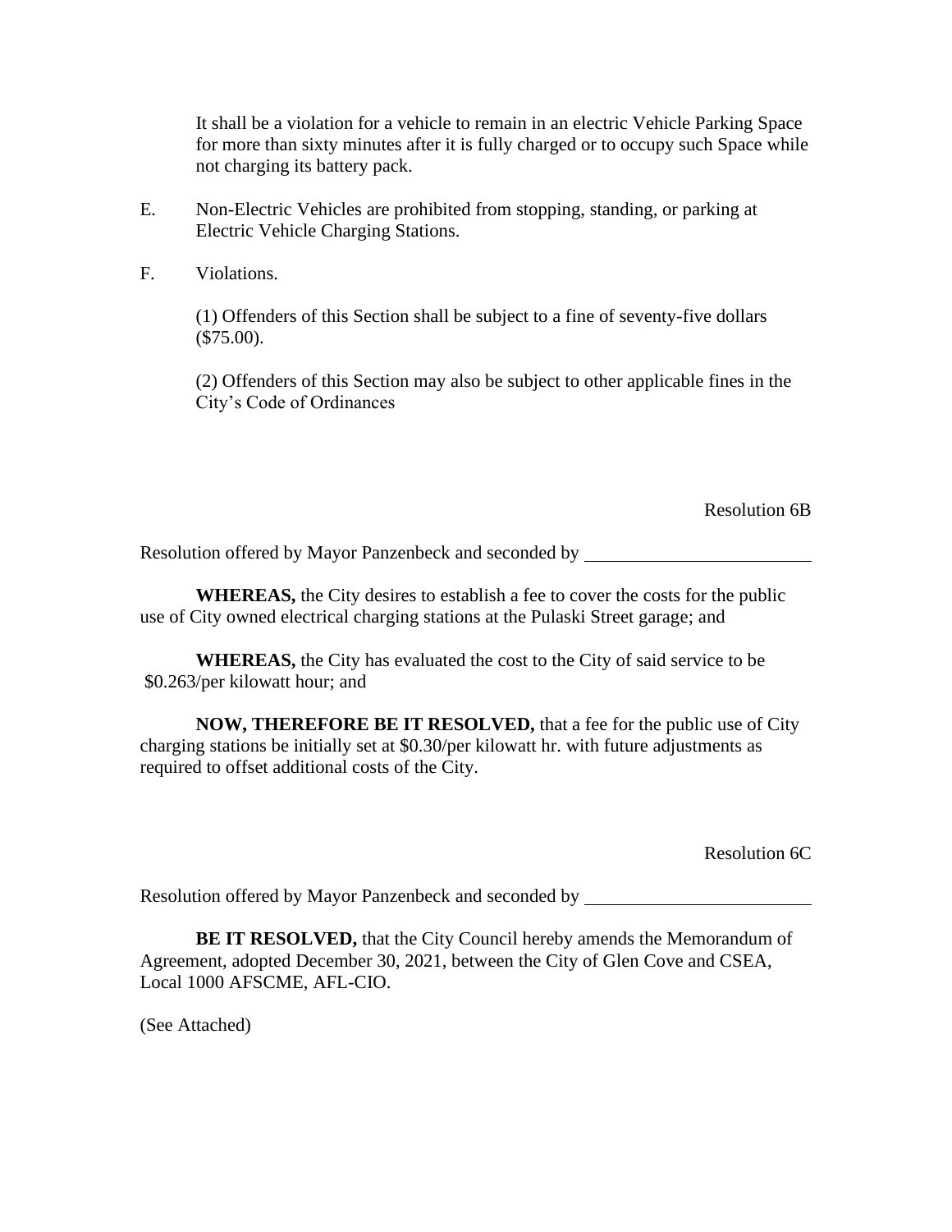It shall be a violation for a vehicle to remain in an electric Vehicle Parking Space for more than sixty minutes after it is fully charged or to occupy such Space while not charging its battery pack.

E. Non-Electric Vehicles are prohibited from stopping, standing, or parking at Electric Vehicle Charging Stations.

F. Violations.

(1) Offenders of this Section shall be subject to a fine of seventy-five dollars ($75.00).

(2) Offenders of this Section may also be subject to other applicable fines in the City's Code of Ordinances

Resolution 6B

Resolution offered by Mayor Panzenbeck and seconded by ________________________

**WHEREAS,** the City desires to establish a fee to cover the costs for the public use of City owned electrical charging stations at the Pulaski Street garage; and

**WHEREAS,** the City has evaluated the cost to the City of said service to be $0.263/per kilowatt hour; and

**NOW, THEREFORE BE IT RESOLVED,** that a fee for the public use of City charging stations be initially set at $0.30/per kilowatt hr. with future adjustments as required to offset additional costs of the City.

Resolution 6C

Resolution offered by Mayor Panzenbeck and seconded by ________________________

**BE IT RESOLVED,** that the City Council hereby amends the Memorandum of Agreement, adopted December 30, 2021, between the City of Glen Cove and CSEA, Local 1000 AFSCME, AFL-CIO.

(See Attached)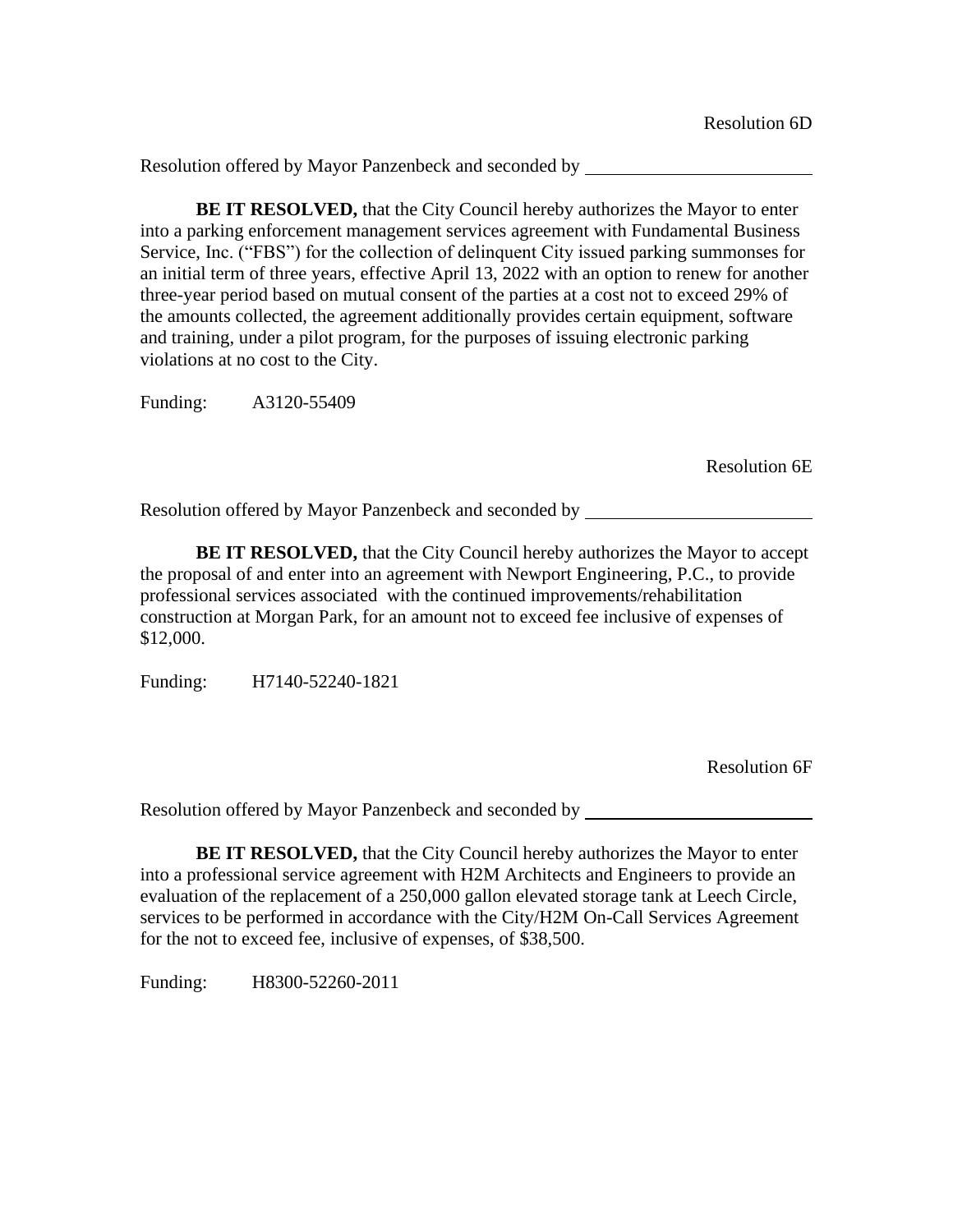Resolution 6D

Resolution offered by Mayor Panzenbeck and seconded by \_\_\_\_\_\_\_\_\_\_\_\_\_\_\_\_\_\_\_\_\_\_\_\_\_

**BE IT RESOLVED,** that the City Council hereby authorizes the Mayor to enter into a parking enforcement management services agreement with Fundamental Business Service, Inc. ("FBS") for the collection of delinquent City issued parking summonses for an initial term of three years, effective April 13, 2022 with an option to renew for another three-year period based on mutual consent of the parties at a cost not to exceed 29% of the amounts collected, the agreement additionally provides certain equipment, software and training, under a pilot program, for the purposes of issuing electronic parking violations at no cost to the City.

Funding: A3120-55409

Resolution 6E

Resolution offered by Mayor Panzenbeck and seconded by \_\_\_\_\_\_\_\_\_\_\_\_\_\_\_\_\_\_\_\_\_\_\_\_\_

**BE IT RESOLVED,** that the City Council hereby authorizes the Mayor to accept the proposal of and enter into an agreement with Newport Engineering, P.C., to provide professional services associated with the continued improvements/rehabilitation construction at Morgan Park, for an amount not to exceed fee inclusive of expenses of $12,000.

Funding: H7140-52240-1821

Resolution 6F

Resolution offered by Mayor Panzenbeck and seconded by \_\_\_\_\_\_\_\_\_\_\_\_\_\_\_\_\_\_\_\_\_\_\_\_\_

**BE IT RESOLVED,** that the City Council hereby authorizes the Mayor to enter into a professional service agreement with H2M Architects and Engineers to provide an evaluation of the replacement of a 250,000 gallon elevated storage tank at Leech Circle, services to be performed in accordance with the City/H2M On-Call Services Agreement for the not to exceed fee, inclusive of expenses, of $38,500.

Funding: H8300-52260-2011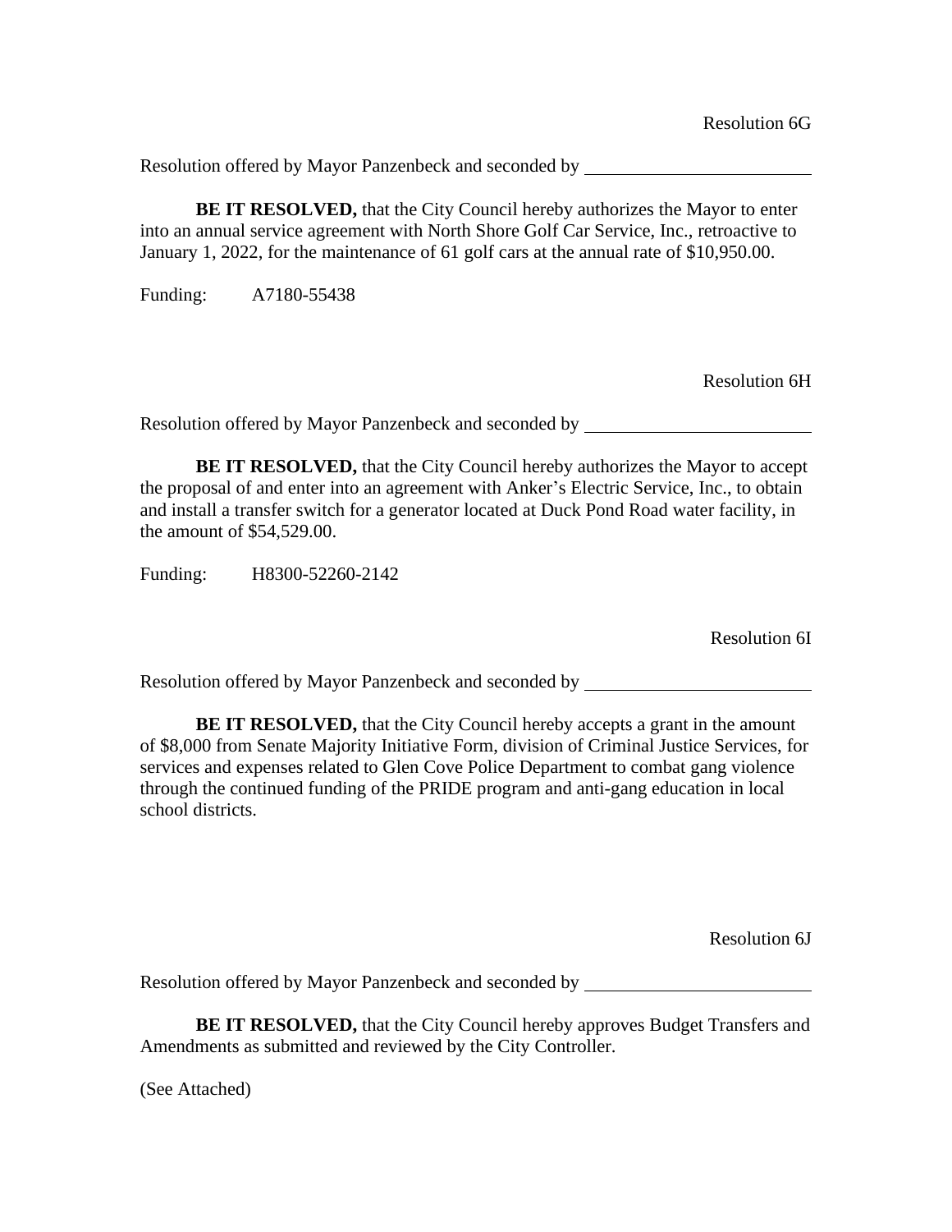Resolution 6G

Resolution offered by Mayor Panzenbeck and seconded by ________________________

**BE IT RESOLVED,** that the City Council hereby authorizes the Mayor to enter into an annual service agreement with North Shore Golf Car Service, Inc., retroactive to January 1, 2022, for the maintenance of 61 golf cars at the annual rate of $10,950.00.

Funding: A7180-55438

Resolution 6H

Resolution offered by Mayor Panzenbeck and seconded by ________________________

**BE IT RESOLVED,** that the City Council hereby authorizes the Mayor to accept the proposal of and enter into an agreement with Anker's Electric Service, Inc., to obtain and install a transfer switch for a generator located at Duck Pond Road water facility, in the amount of $54,529.00.

Funding: H8300-52260-2142

Resolution 6I

Resolution offered by Mayor Panzenbeck and seconded by ________________________

**BE IT RESOLVED,** that the City Council hereby accepts a grant in the amount of $8,000 from Senate Majority Initiative Form, division of Criminal Justice Services, for services and expenses related to Glen Cove Police Department to combat gang violence through the continued funding of the PRIDE program and anti-gang education in local school districts.

Resolution 6J

Resolution offered by Mayor Panzenbeck and seconded by ________________________

**BE IT RESOLVED,** that the City Council hereby approves Budget Transfers and Amendments as submitted and reviewed by the City Controller.

(See Attached)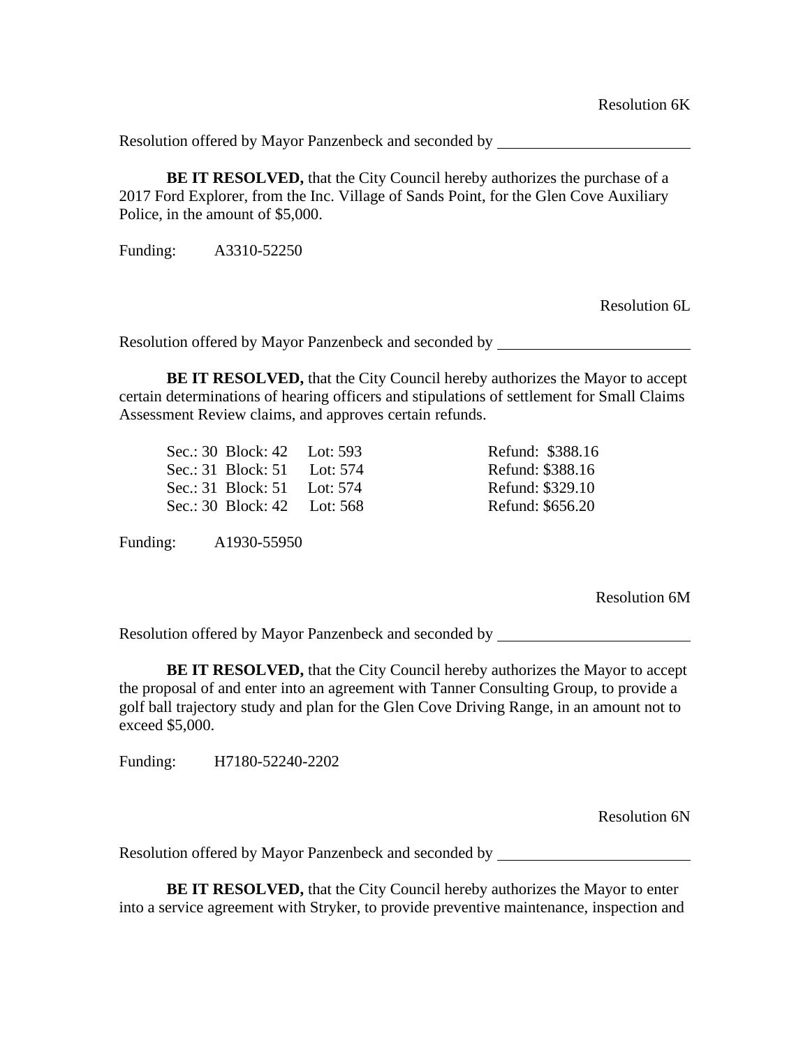Resolution 6K

Resolution offered by Mayor Panzenbeck and seconded by \_\_\_\_\_\_\_\_\_\_\_\_\_\_\_\_\_\_\_\_\_\_\_\_

**BE IT RESOLVED,** that the City Council hereby authorizes the purchase of a 2017 Ford Explorer, from the Inc. Village of Sands Point, for the Glen Cove Auxiliary Police, in the amount of $5,000.

Funding: A3310-52250

Resolution 6L

Resolution offered by Mayor Panzenbeck and seconded by \_\_\_\_\_\_\_\_\_\_\_\_\_\_\_\_\_\_\_\_\_\_\_\_

**BE IT RESOLVED,** that the City Council hereby authorizes the Mayor to accept certain determinations of hearing officers and stipulations of settlement for Small Claims Assessment Review claims, and approves certain refunds.

| Sec.: 30 Block: 42 Lot: 593 | Refund: $388.16 |
|---|---|
| Sec.: 31 Block: 51 Lot: 574 | Refund: $388.16 |
| Sec.: 31 Block: 51 Lot: 574 | Refund: $329.10 |
| Sec.: 30 Block: 42 Lot: 568 | Refund: $656.20 |

Funding: A1930-55950

Resolution 6M

Resolution offered by Mayor Panzenbeck and seconded by \_\_\_\_\_\_\_\_\_\_\_\_\_\_\_\_\_\_\_\_\_\_\_\_

**BE IT RESOLVED,** that the City Council hereby authorizes the Mayor to accept the proposal of and enter into an agreement with Tanner Consulting Group, to provide a golf ball trajectory study and plan for the Glen Cove Driving Range, in an amount not to exceed $5,000.

Funding: H7180-52240-2202

Resolution 6N

Resolution offered by Mayor Panzenbeck and seconded by \_\_\_\_\_\_\_\_\_\_\_\_\_\_\_\_\_\_\_\_\_\_\_\_

**BE IT RESOLVED,** that the City Council hereby authorizes the Mayor to enter into a service agreement with Stryker, to provide preventive maintenance, inspection and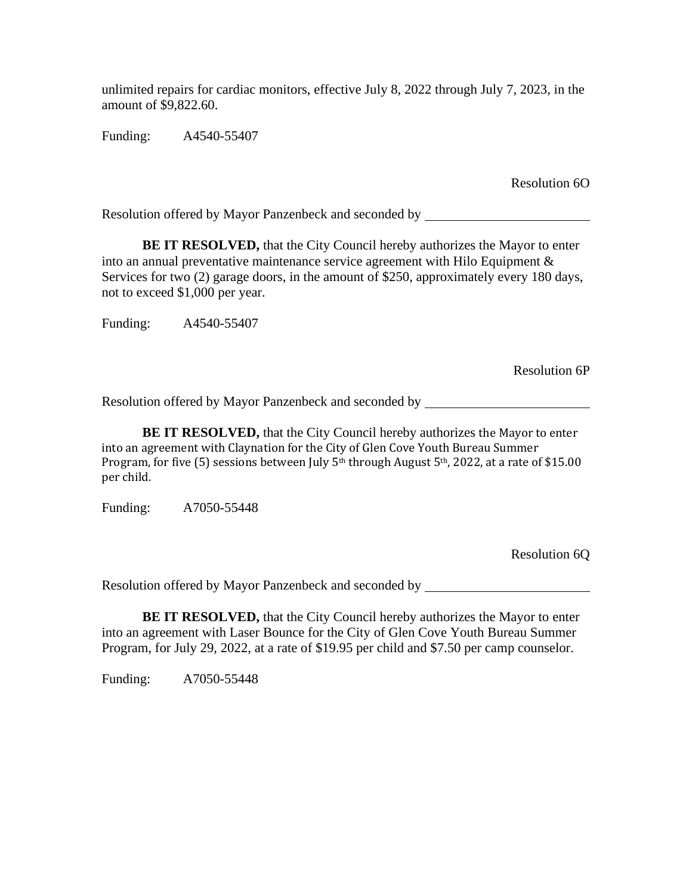unlimited repairs for cardiac monitors, effective July 8, 2022 through July 7, 2023, in the amount of $9,822.60.

Funding: A4540-55407

Resolution 6O

Resolution offered by Mayor Panzenbeck and seconded by ________________________

**BE IT RESOLVED,** that the City Council hereby authorizes the Mayor to enter into an annual preventative maintenance service agreement with Hilo Equipment & Services for two (2) garage doors, in the amount of $250, approximately every 180 days, not to exceed $1,000 per year.

Funding: A4540-55407

Resolution 6P

Resolution offered by Mayor Panzenbeck and seconded by ________________________

**BE IT RESOLVED,** that the City Council hereby authorizes the Mayor to enter into an agreement with Claynation for the City of Glen Cove Youth Bureau Summer Program, for five (5) sessions between July 5th through August 5th, 2022, at a rate of $15.00 per child.

Funding: A7050-55448

Resolution 6Q

Resolution offered by Mayor Panzenbeck and seconded by ________________________

**BE IT RESOLVED,** that the City Council hereby authorizes the Mayor to enter into an agreement with Laser Bounce for the City of Glen Cove Youth Bureau Summer Program, for July 29, 2022, at a rate of $19.95 per child and $7.50 per camp counselor.

Funding: A7050-55448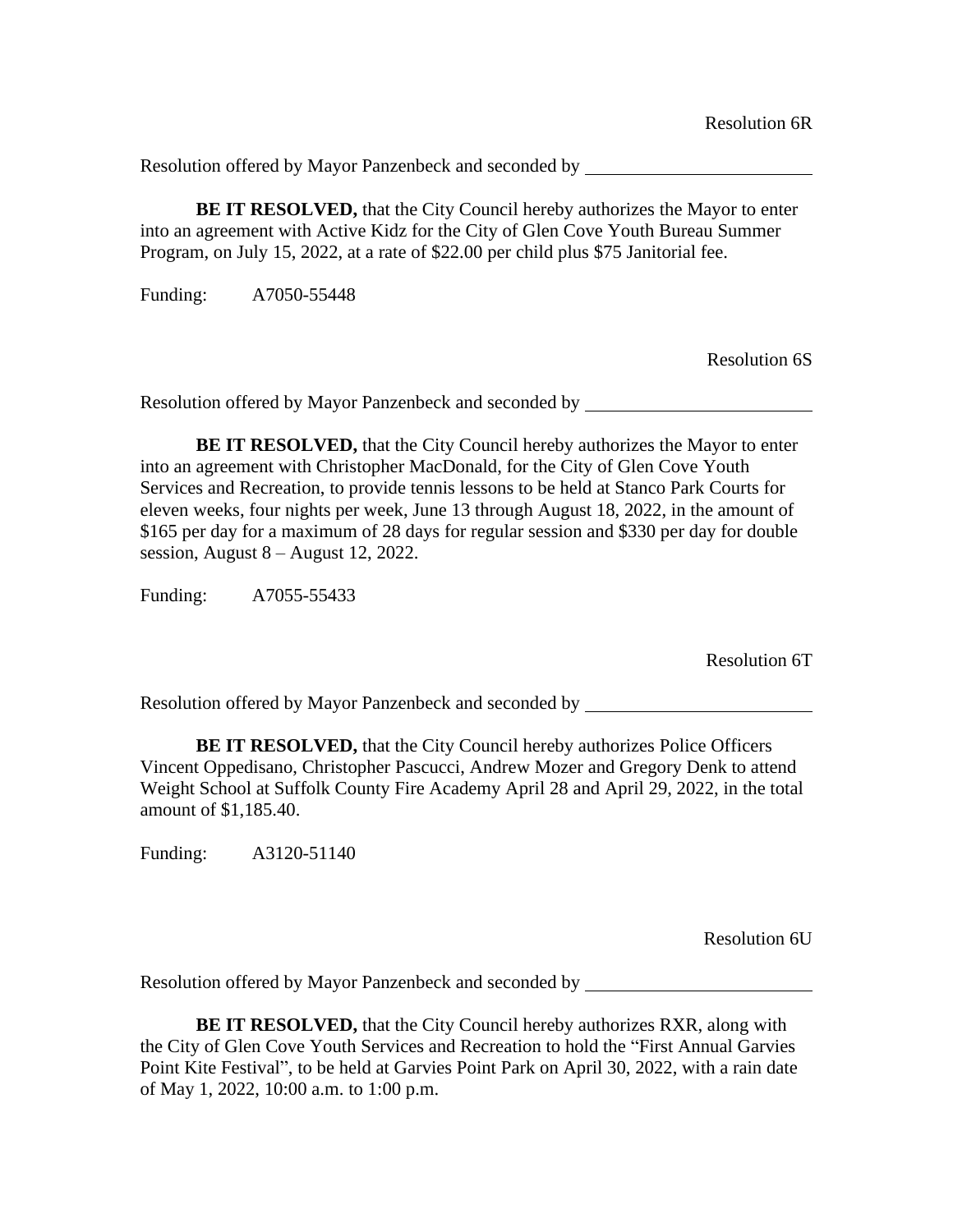Resolution 6R

Resolution offered by Mayor Panzenbeck and seconded by ________________________

**BE IT RESOLVED,** that the City Council hereby authorizes the Mayor to enter into an agreement with Active Kidz for the City of Glen Cove Youth Bureau Summer Program, on July 15, 2022, at a rate of $22.00 per child plus $75 Janitorial fee.

Funding: A7050-55448

Resolution 6S

Resolution offered by Mayor Panzenbeck and seconded by ________________________

**BE IT RESOLVED,** that the City Council hereby authorizes the Mayor to enter into an agreement with Christopher MacDonald, for the City of Glen Cove Youth Services and Recreation, to provide tennis lessons to be held at Stanco Park Courts for eleven weeks, four nights per week, June 13 through August 18, 2022, in the amount of $165 per day for a maximum of 28 days for regular session and $330 per day for double session, August 8 – August 12, 2022.

Funding: A7055-55433

Resolution 6T

Resolution offered by Mayor Panzenbeck and seconded by ________________________

**BE IT RESOLVED,** that the City Council hereby authorizes Police Officers Vincent Oppedisano, Christopher Pascucci, Andrew Mozer and Gregory Denk to attend Weight School at Suffolk County Fire Academy April 28 and April 29, 2022, in the total amount of $1,185.40.

Funding: A3120-51140

Resolution 6U

Resolution offered by Mayor Panzenbeck and seconded by ________________________

**BE IT RESOLVED,** that the City Council hereby authorizes RXR, along with the City of Glen Cove Youth Services and Recreation to hold the "First Annual Garvies Point Kite Festival", to be held at Garvies Point Park on April 30, 2022, with a rain date of May 1, 2022, 10:00 a.m. to 1:00 p.m.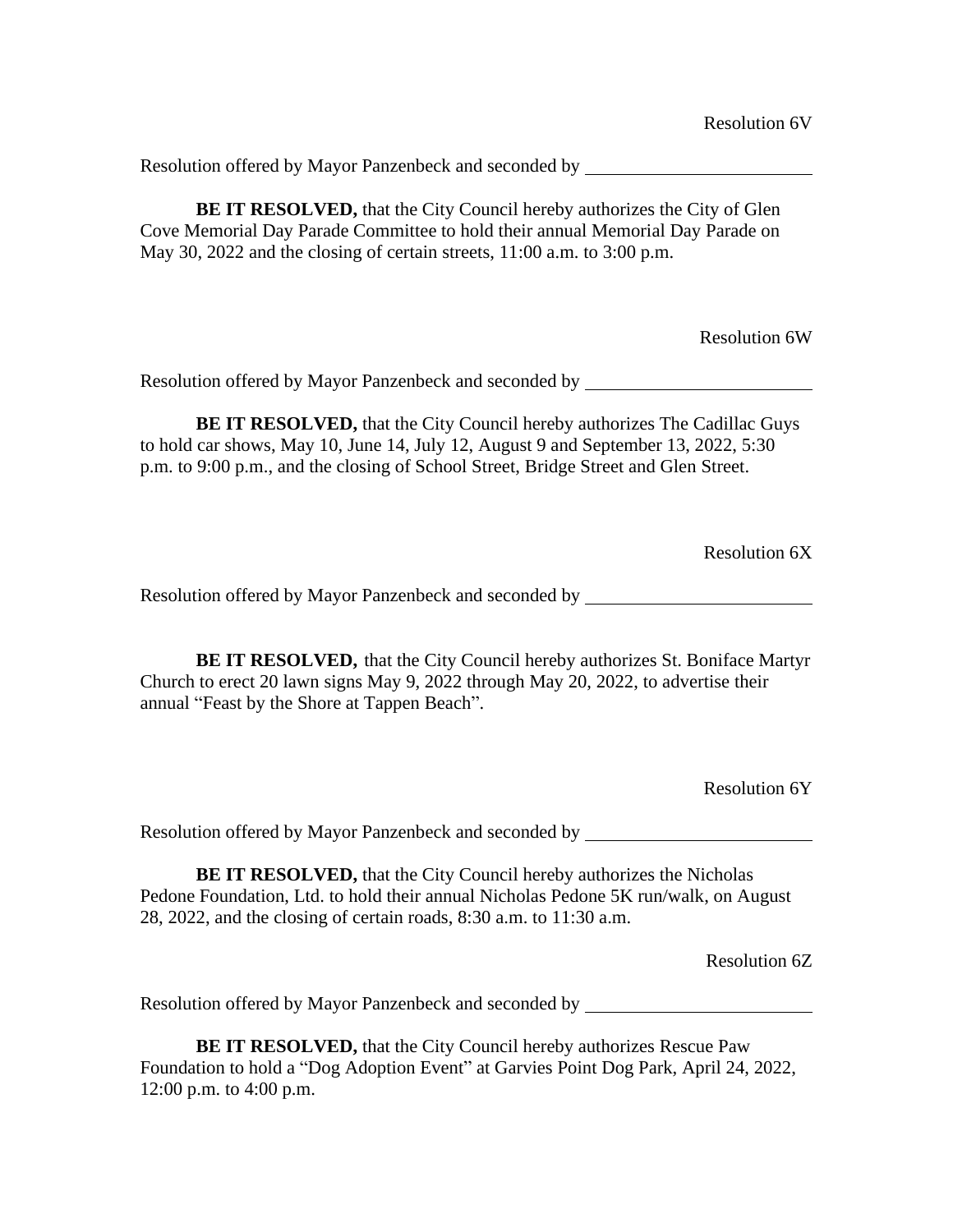Resolution 6V

Resolution offered by Mayor Panzenbeck and seconded by ________________________

**BE IT RESOLVED,** that the City Council hereby authorizes the City of Glen Cove Memorial Day Parade Committee to hold their annual Memorial Day Parade on May 30, 2022 and the closing of certain streets, 11:00 a.m. to 3:00 p.m.

Resolution 6W

Resolution offered by Mayor Panzenbeck and seconded by ________________________

**BE IT RESOLVED,** that the City Council hereby authorizes The Cadillac Guys to hold car shows, May 10, June 14, July 12, August 9 and September 13, 2022, 5:30 p.m. to 9:00 p.m., and the closing of School Street, Bridge Street and Glen Street.

Resolution 6X

Resolution offered by Mayor Panzenbeck and seconded by ________________________

**BE IT RESOLVED,** that the City Council hereby authorizes St. Boniface Martyr Church to erect 20 lawn signs May 9, 2022 through May 20, 2022, to advertise their annual "Feast by the Shore at Tappen Beach".

Resolution 6Y

Resolution offered by Mayor Panzenbeck and seconded by ________________________

**BE IT RESOLVED,** that the City Council hereby authorizes the Nicholas Pedone Foundation, Ltd. to hold their annual Nicholas Pedone 5K run/walk, on August 28, 2022, and the closing of certain roads, 8:30 a.m. to 11:30 a.m.

Resolution 6Z

Resolution offered by Mayor Panzenbeck and seconded by ________________________

**BE IT RESOLVED,** that the City Council hereby authorizes Rescue Paw Foundation to hold a "Dog Adoption Event" at Garvies Point Dog Park, April 24, 2022, 12:00 p.m. to 4:00 p.m.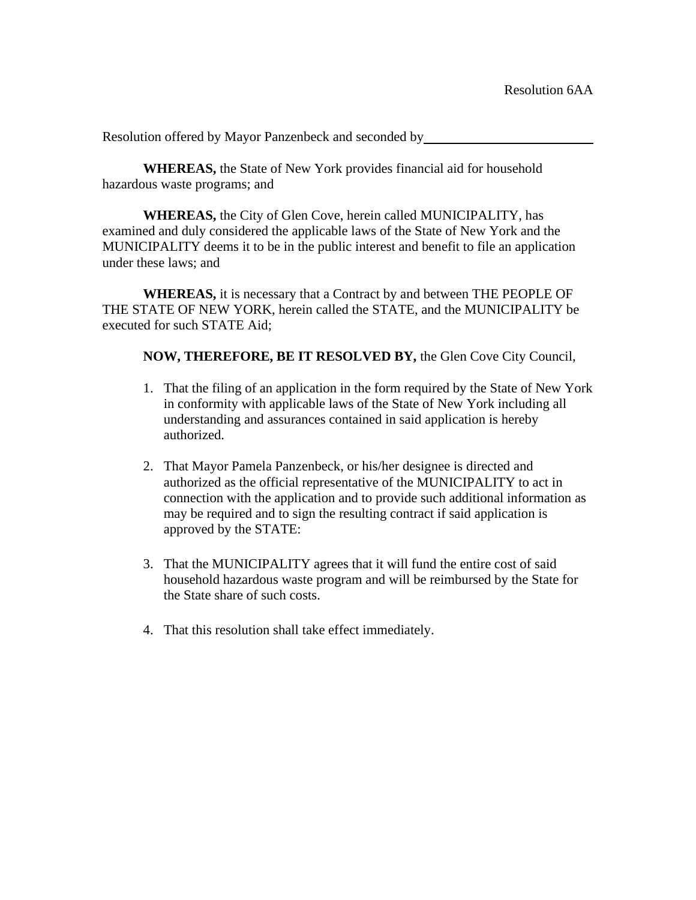Resolution 6AA

Resolution offered by Mayor Panzenbeck and seconded by\_\_\_\_\_\_\_\_\_\_\_\_\_\_\_\_\_\_\_\_\_\_\_\_\_\_

**WHEREAS,** the State of New York provides financial aid for household hazardous waste programs; and

**WHEREAS,** the City of Glen Cove, herein called MUNICIPALITY, has examined and duly considered the applicable laws of the State of New York and the MUNICIPALITY deems it to be in the public interest and benefit to file an application under these laws; and

**WHEREAS,** it is necessary that a Contract by and between THE PEOPLE OF THE STATE OF NEW YORK, herein called the STATE, and the MUNICIPALITY be executed for such STATE Aid;

**NOW, THEREFORE, BE IT RESOLVED BY,** the Glen Cove City Council,

1. That the filing of an application in the form required by the State of New York in conformity with applicable laws of the State of New York including all understanding and assurances contained in said application is hereby authorized.

2. That Mayor Pamela Panzenbeck, or his/her designee is directed and authorized as the official representative of the MUNICIPALITY to act in connection with the application and to provide such additional information as may be required and to sign the resulting contract if said application is approved by the STATE:

3. That the MUNICIPALITY agrees that it will fund the entire cost of said household hazardous waste program and will be reimbursed by the State for the State share of such costs.

4. That this resolution shall take effect immediately.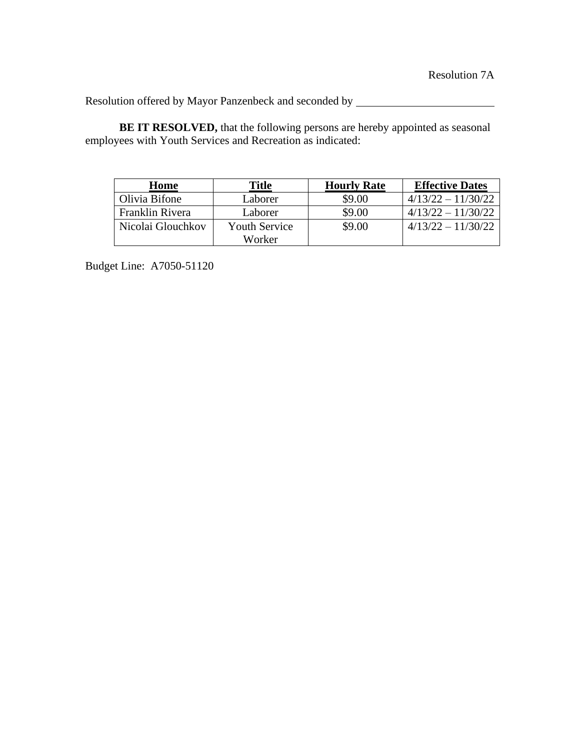Resolution 7A

Resolution offered by Mayor Panzenbeck and seconded by ________________________

**BE IT RESOLVED,** that the following persons are hereby appointed as seasonal employees with Youth Services and Recreation as indicated:

| Home | Title | Hourly Rate | Effective Dates |
|---|---|---|---|
| Olivia Bifone | Laborer | $9.00 | 4/13/22 – 11/30/22 |
| Franklin Rivera | Laborer | $9.00 | 4/13/22 – 11/30/22 |
| Nicolai Glouchkov | Youth Service Worker | $9.00 | 4/13/22 – 11/30/22 |

Budget Line: A7050-51120